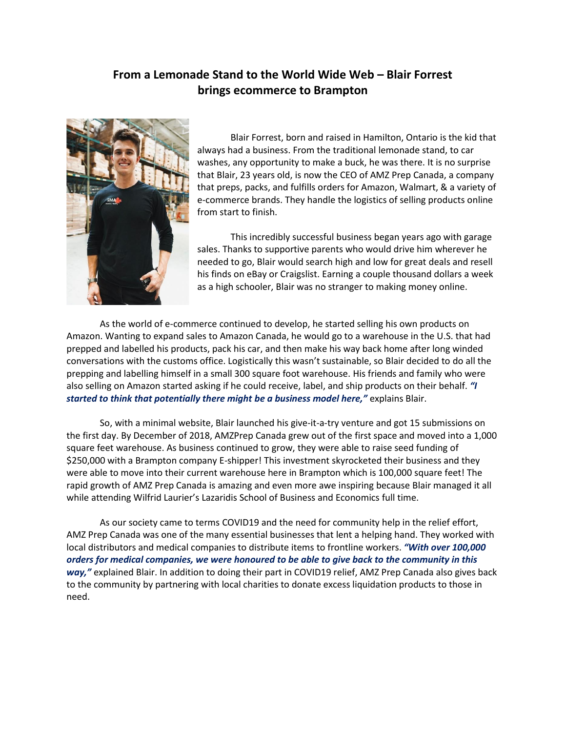# From a Lemonade Stand to the World Wide Web – Blair Forrest brings ecommerce to Brampton

Blair Forrest, born and raised in Hamilton, Ontario is the kid that always had a business. From the traditional lemonade stand, to car washes, any opportunity to make a buck, he was there. It is no surprise that Blair, 23 years old, is now the CEO of AMZ Prep Canada, a company that preps, packs, and fulfills orders for Amazon, Walmart, & a variety of e-commerce brands. They handle the logistics of selling products online from start to finish.

This incredibly successful business began years ago with garage sales. Thanks to supportive parents who would drive him wherever he needed to go, Blair would search high and low for great deals and resell his finds on eBay or Craigslist. Earning a couple thousand dollars a week as a high schooler, Blair was no stranger to making money online.

As the world of e-commerce continued to develop, he started selling his own products on Amazon. Wanting to expand sales to Amazon Canada, he would go to a warehouse in the U.S. that had prepped and labelled his products, pack his car, and then make his way back home after long winded conversations with the customs office. Logistically this wasn't sustainable, so Blair decided to do all the prepping and labelling himself in a small 300 square foot warehouse. His friends and family who were also selling on Amazon started asking if he could receive, label, and ship products on their behalf. ***"I started to think that potentially there might be a business model here,"*** explains Blair.

So, with a minimal website, Blair launched his give-it-a-try venture and got 15 submissions on the first day. By December of 2018, AMZPrep Canada grew out of the first space and moved into a 1,000 square feet warehouse. As business continued to grow, they were able to raise seed funding of $250,000 with a Brampton company E-shipper! This investment skyrocketed their business and they were able to move into their current warehouse here in Brampton which is 100,000 square feet! The rapid growth of AMZ Prep Canada is amazing and even more awe inspiring because Blair managed it all while attending Wilfrid Laurier's Lazaridis School of Business and Economics full time.

As our society came to terms COVID19 and the need for community help in the relief effort, AMZ Prep Canada was one of the many essential businesses that lent a helping hand. They worked with local distributors and medical companies to distribute items to frontline workers. ***"With over 100,000 orders for medical companies, we were honoured to be able to give back to the community in this way,"*** explained Blair. In addition to doing their part in COVID19 relief, AMZ Prep Canada also gives back to the community by partnering with local charities to donate excess liquidation products to those in need.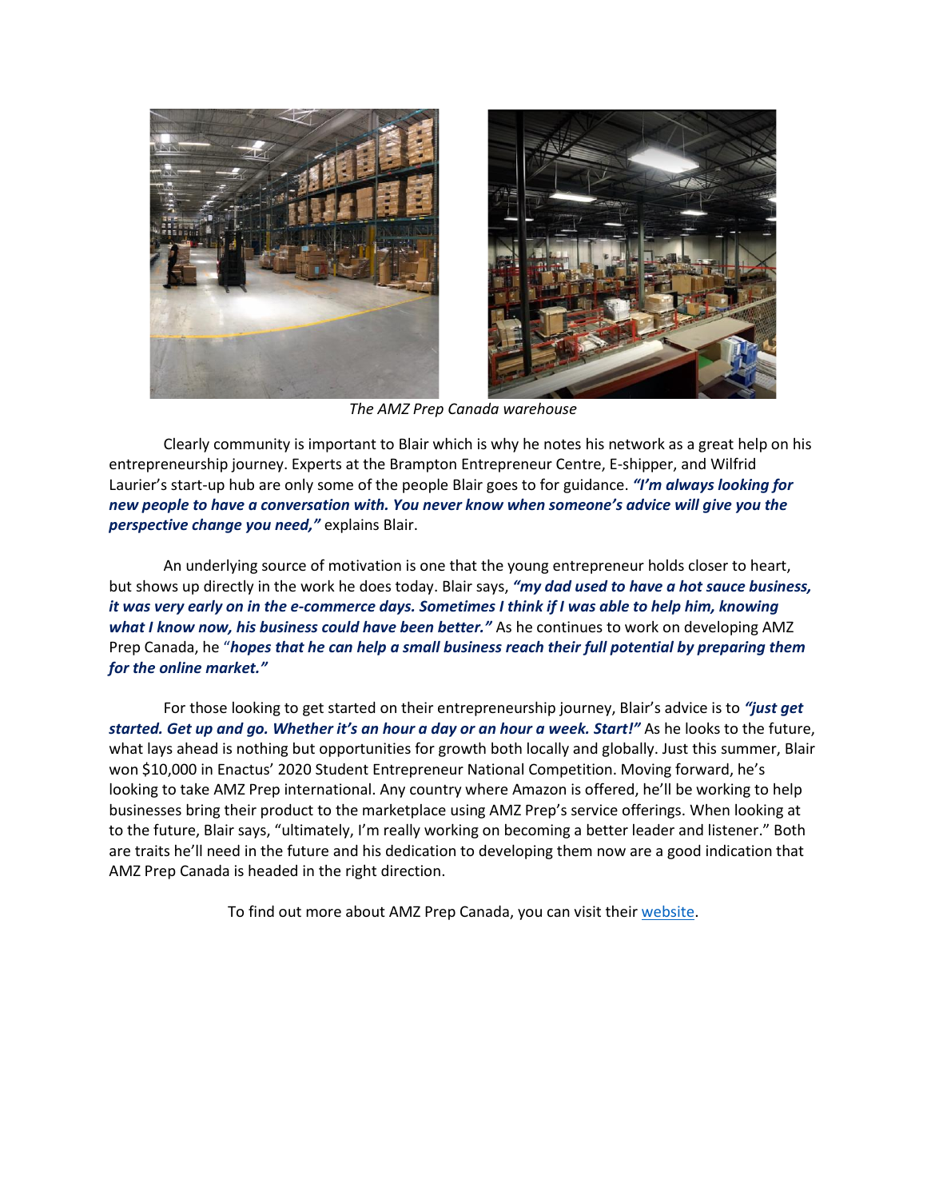*The AMZ Prep Canada warehouse*

Clearly community is important to Blair which is why he notes his network as a great help on his entrepreneurship journey. Experts at the Brampton Entrepreneur Centre, E-shipper, and Wilfrid Laurier's start-up hub are only some of the people Blair goes to for guidance. ***"I'm always looking for new people to have a conversation with. You never know when someone's advice will give you the perspective change you need,"*** explains Blair.

An underlying source of motivation is one that the young entrepreneur holds closer to heart, but shows up directly in the work he does today. Blair says, ***"my dad used to have a hot sauce business, it was very early on in the e-commerce days. Sometimes I think if I was able to help him, knowing what I know now, his business could have been better."*** As he continues to work on developing AMZ Prep Canada, he "***hopes that he can help a small business reach their full potential by preparing them for the online market."***

For those looking to get started on their entrepreneurship journey, Blair's advice is to ***"just get started. Get up and go. Whether it's an hour a day or an hour a week. Start!"*** As he looks to the future, what lays ahead is nothing but opportunities for growth both locally and globally. Just this summer, Blair won $10,000 in Enactus' 2020 Student Entrepreneur National Competition. Moving forward, he's looking to take AMZ Prep international. Any country where Amazon is offered, he'll be working to help businesses bring their product to the marketplace using AMZ Prep's service offerings. When looking at to the future, Blair says, "ultimately, I'm really working on becoming a better leader and listener." Both are traits he'll need in the future and his dedication to developing them now are a good indication that AMZ Prep Canada is headed in the right direction.

To find out more about AMZ Prep Canada, you can visit their website.